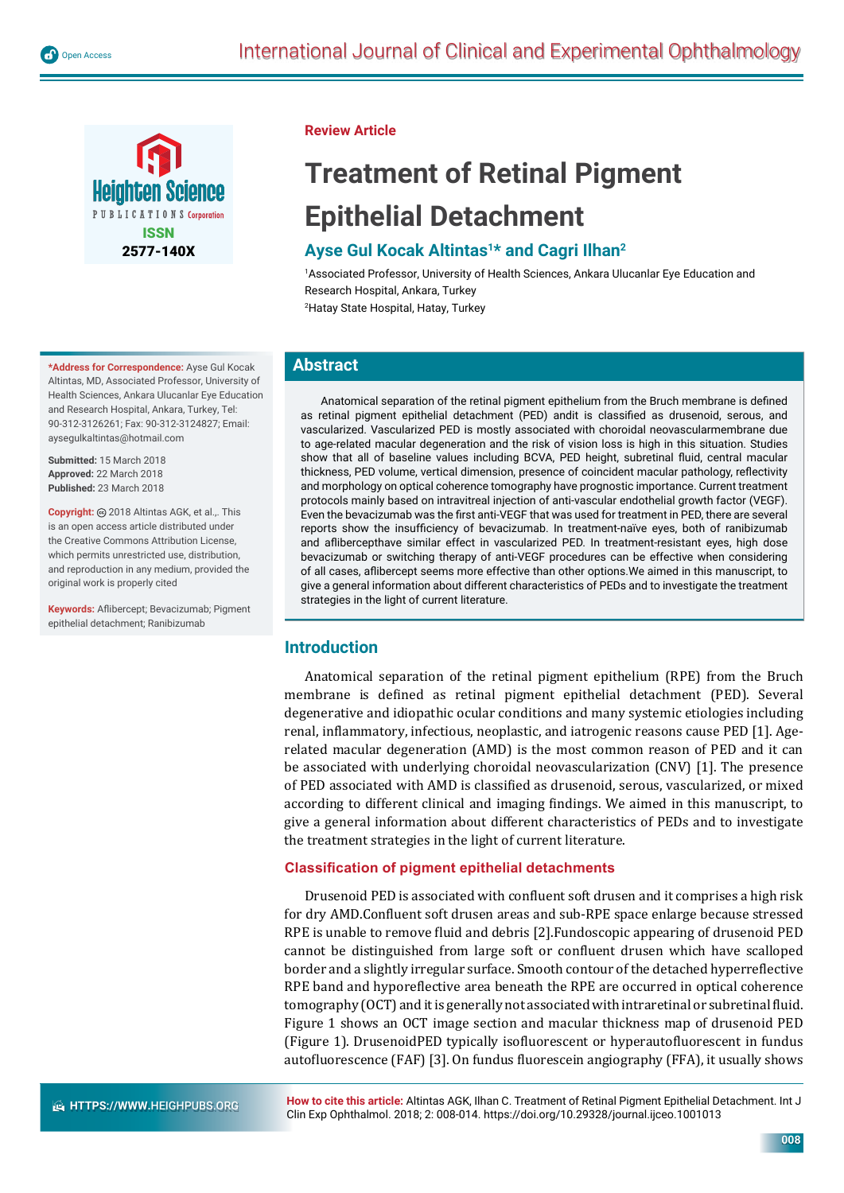Review Article

# Treatment of Retinal Pigment Epithelial Detachment

## Ayse Gul Kocak Altintas[1]* and Cagri Ilhan[2]

[1]Associated Professor, University of Health Sciences, Ankara Ulucanlar Eye Education and Research Hospital, Ankara, Turkey

[2]Hatay State Hospital, Hatay, Turkey

**\*Address for Correspondence:** Ayse Gul Kocak Altintas, MD, Associated Professor, University of Health Sciences, Ankara Ulucanlar Eye Education and Research Hospital, Ankara, Turkey, Tel: 90-312-3126261; Fax: 90-312-3124827; Email: aysegulkaltintas@hotmail.com

**Submitted:** 15 March 2018
**Approved:** 22 March 2018
**Published:** 23 March 2018

**Copyright:** © 2018 Altintas AGK, et al.,. This is an open access article distributed under the Creative Commons Attribution License, which permits unrestricted use, distribution, and reproduction in any medium, provided the original work is properly cited

**Keywords:** Aflibercept; Bevacizumab; Pigment epithelial detachment; Ranibizumab

**How to cite this article:** Altintas AGK, Ilhan C. Treatment of Retinal Pigment Epithelial Detachment. Int J Clin Exp Ophthalmol. 2018; 2: 008-014. https://doi.org/10.29328/journal.ijceo.1001013

## Abstract

Anatomical separation of the retinal pigment epithelium from the Bruch membrane is defined as retinal pigment epithelial detachment (PED) andit is classified as drusenoid, serous, and vascularized. Vascularized PED is mostly associated with choroidal neovascularmembrane due to age-related macular degeneration and the risk of vision loss is high in this situation. Studies show that all of baseline values including BCVA, PED height, subretinal fluid, central macular thickness, PED volume, vertical dimension, presence of coincident macular pathology, reflectivity and morphology on optical coherence tomography have prognostic importance. Current treatment protocols mainly based on intravitreal injection of anti-vascular endothelial growth factor (VEGF). Even the bevacizumab was the first anti-VEGF that was used for treatment in PED, there are several reports show the insufficiency of bevacizumab. In treatment-naïve eyes, both of ranibizumab and aflibercepthave similar effect in vascularized PED. In treatment-resistant eyes, high dose bevacizumab or switching therapy of anti-VEGF procedures can be effective when considering of all cases, aflibercept seems more effective than other options.We aimed in this manuscript, to give a general information about different characteristics of PEDs and to investigate the treatment strategies in the light of current literature.

## Introduction

Anatomical separation of the retinal pigment epithelium (RPE) from the Bruch membrane is defined as retinal pigment epithelial detachment (PED). Several degenerative and idiopathic ocular conditions and many systemic etiologies including renal, inflammatory, infectious, neoplastic, and iatrogenic reasons cause PED [1]. Age-related macular degeneration (AMD) is the most common reason of PED and it can be associated with underlying choroidal neovascularization (CNV) [1]. The presence of PED associated with AMD is classified as drusenoid, serous, vascularized, or mixed according to different clinical and imaging findings. We aimed in this manuscript, to give a general information about different characteristics of PEDs and to investigate the treatment strategies in the light of current literature.

### Classification of pigment epithelial detachments

Drusenoid PED is associated with confluent soft drusen and it comprises a high risk for dry AMD.Confluent soft drusen areas and sub-RPE space enlarge because stressed RPE is unable to remove fluid and debris [2].Fundoscopic appearing of drusenoid PED cannot be distinguished from large soft or confluent drusen which have scalloped border and a slightly irregular surface. Smooth contour of the detached hyperreflective RPE band and hyporeflective area beneath the RPE are occurred in optical coherence tomography (OCT) and it is generally not associated with intraretinal or subretinal fluid. Figure 1 shows an OCT image section and macular thickness map of drusenoid PED (Figure 1). DrusenoidPED typically isofluorescent or hyperautofluorescent in fundus autofluorescence (FAF) [3]. On fundus fluorescein angiography (FFA), it usually shows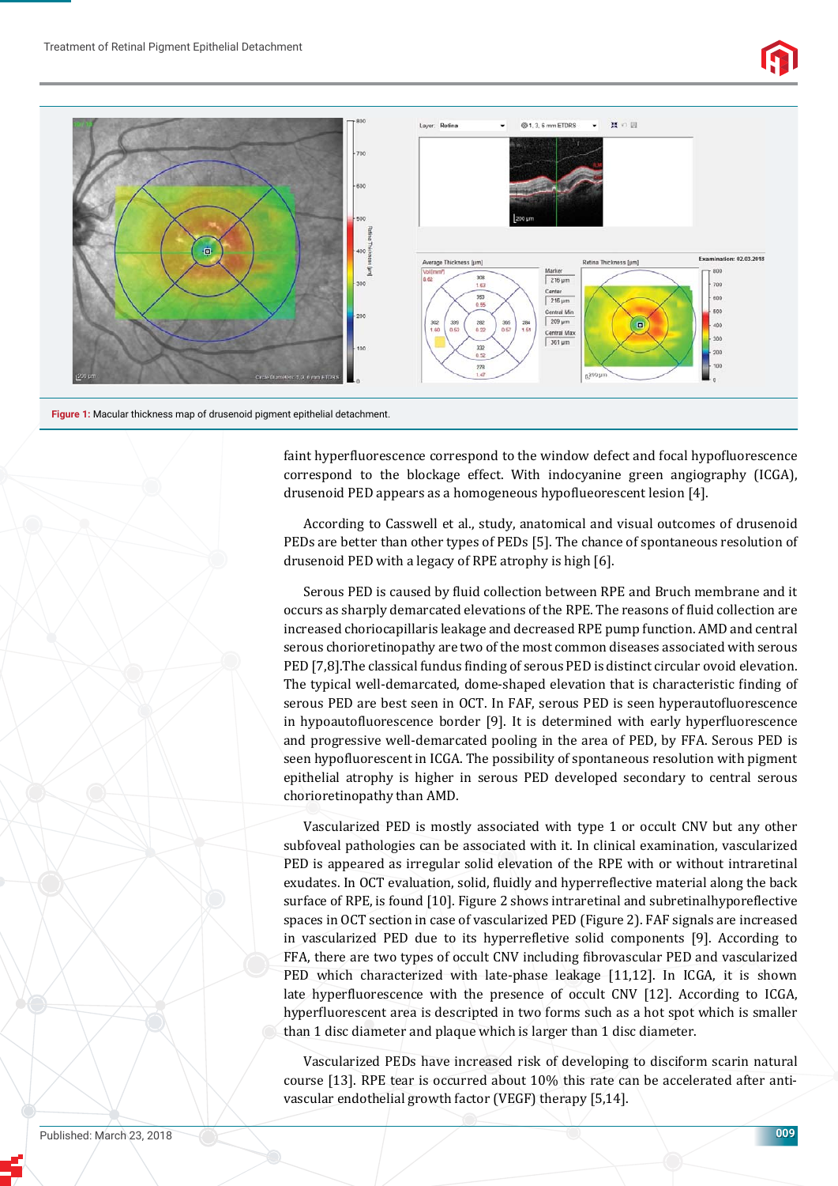Figure 1: Macular thickness map of drusenoid pigment epithelial detachment.

faint hyperfluorescence correspond to the window defect and focal hypofluorescence correspond to the blockage effect. With indocyanine green angiography (ICGA), drusenoid PED appears as a homogeneous hypoflueorescent lesion [4].

According to Casswell et al., study, anatomical and visual outcomes of drusenoid PEDs are better than other types of PEDs [5]. The chance of spontaneous resolution of drusenoid PED with a legacy of RPE atrophy is high [6].

Serous PED is caused by fluid collection between RPE and Bruch membrane and it occurs as sharply demarcated elevations of the RPE. The reasons of fluid collection are increased choriocapillaris leakage and decreased RPE pump function. AMD and central serous chorioretinopathy are two of the most common diseases associated with serous PED [7,8].The classical fundus finding of serous PED is distinct circular ovoid elevation. The typical well-demarcated, dome-shaped elevation that is characteristic finding of serous PED are best seen in OCT. In FAF, serous PED is seen hyperautofluorescence in hypoautofluorescence border [9]. It is determined with early hyperfluorescence and progressive well-demarcated pooling in the area of PED, by FFA. Serous PED is seen hypofluorescent in ICGA. The possibility of spontaneous resolution with pigment epithelial atrophy is higher in serous PED developed secondary to central serous chorioretinopathy than AMD.

Vascularized PED is mostly associated with type 1 or occult CNV but any other subfoveal pathologies can be associated with it. In clinical examination, vascularized PED is appeared as irregular solid elevation of the RPE with or without intraretinal exudates. In OCT evaluation, solid, fluidly and hyperreflective material along the back surface of RPE, is found [10]. Figure 2 shows intraretinal and subretinalhyporeflective spaces in OCT section in case of vascularized PED (Figure 2). FAF signals are increased in vascularized PED due to its hyperrefletive solid components [9]. According to FFA, there are two types of occult CNV including fibrovascular PED and vascularized PED which characterized with late-phase leakage [11,12]. In ICGA, it is shown late hyperfluorescence with the presence of occult CNV [12]. According to ICGA, hyperfluorescent area is descripted in two forms such as a hot spot which is smaller than 1 disc diameter and plaque which is larger than 1 disc diameter.

Vascularized PEDs have increased risk of developing to disciform scarin natural course [13]. RPE tear is occurred about 10% this rate can be accelerated after anti-vascular endothelial growth factor (VEGF) therapy [5,14].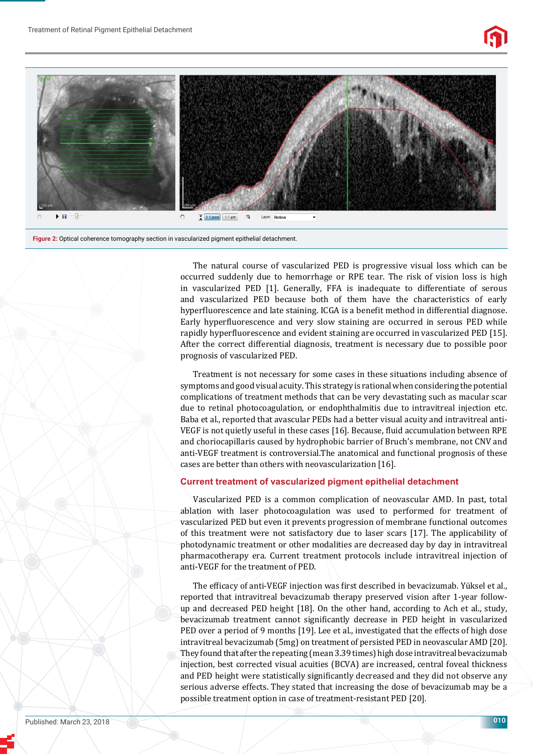Figure 2: Optical coherence tomography section in vascularized pigment epithelial detachment.

The natural course of vascularized PED is progressive visual loss which can be occurred suddenly due to hemorrhage or RPE tear. The risk of vision loss is high in vascularized PED [1]. Generally, FFA is inadequate to differentiate of serous and vascularized PED because both of them have the characteristics of early hyperfluorescence and late staining. ICGA is a benefit method in differential diagnose. Early hyperfluorescence and very slow staining are occurred in serous PED while rapidly hyperfluorescence and evident staining are occurred in vascularized PED [15]. After the correct differential diagnosis, treatment is necessary due to possible poor prognosis of vascularized PED.

Treatment is not necessary for some cases in these situations including absence of symptoms and good visual acuity. This strategy is rational when considering the potential complications of treatment methods that can be very devastating such as macular scar due to retinal photocoagulation, or endophthalmitis due to intravitreal injection etc. Baba et al., reported that avascular PEDs had a better visual acuity and intravitreal anti-VEGF is not quietly useful in these cases [16]. Because, fluid accumulation between RPE and choriocapillaris caused by hydrophobic barrier of Bruch's membrane, not CNV and anti-VEGF treatment is controversial.The anatomical and functional prognosis of these cases are better than others with neovascularization [16].

## Current treatment of vascularized pigment epithelial detachment

Vascularized PED is a common complication of neovascular AMD. In past, total ablation with laser photocoagulation was used to performed for treatment of vascularized PED but even it prevents progression of membrane functional outcomes of this treatment were not satisfactory due to laser scars [17]. The applicability of photodynamic treatment or other modalities are decreased day by day in intravitreal pharmacotherapy era. Current treatment protocols include intravitreal injection of anti-VEGF for the treatment of PED.

The efficacy of anti-VEGF injection was first described in bevacizumab. Yüksel et al., reported that intravitreal bevacizumab therapy preserved vision after 1-year follow-up and decreased PED height [18]. On the other hand, according to Ach et al., study, bevacizumab treatment cannot significantly decrease in PED height in vascularized PED over a period of 9 months [19]. Lee et al., investigated that the effects of high dose intravitreal bevacizumab (5mg) on treatment of persisted PED in neovascular AMD [20]. They found that after the repeating (mean 3.39 times) high dose intravitreal bevacizumab injection, best corrected visual acuities (BCVA) are increased, central foveal thickness and PED height were statistically significantly decreased and they did not observe any serious adverse effects. They stated that increasing the dose of bevacizumab may be a possible treatment option in case of treatment-resistant PED [20].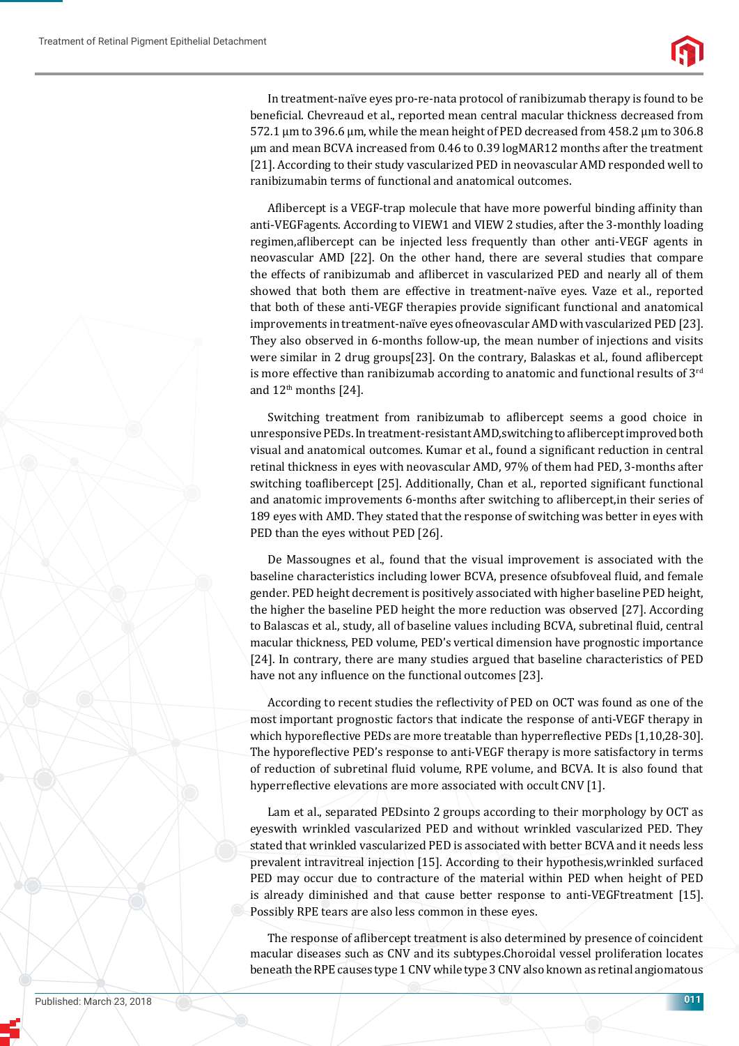In treatment-naïve eyes pro-re-nata protocol of ranibizumab therapy is found to be beneficial. Chevreaud et al., reported mean central macular thickness decreased from 572.1 μm to 396.6 μm, while the mean height of PED decreased from 458.2 μm to 306.8 μm and mean BCVA increased from 0.46 to 0.39 logMAR12 months after the treatment [21]. According to their study vascularized PED in neovascular AMD responded well to ranibizumabin terms of functional and anatomical outcomes.

Aflibercept is a VEGF-trap molecule that have more powerful binding affinity than anti-VEGFagents. According to VIEW1 and VIEW 2 studies, after the 3-monthly loading regimen,aflibercept can be injected less frequently than other anti-VEGF agents in neovascular AMD [22]. On the other hand, there are several studies that compare the effects of ranibizumab and aflibercet in vascularized PED and nearly all of them showed that both them are effective in treatment-naïve eyes. Vaze et al., reported that both of these anti-VEGF therapies provide significant functional and anatomical improvements in treatment-naïve eyes ofneovascular AMD with vascularized PED [23]. They also observed in 6-months follow-up, the mean number of injections and visits were similar in 2 drug groups[23]. On the contrary, Balaskas et al., found aflibercept is more effective than ranibizumab according to anatomic and functional results of 3rd and 12th months [24].

Switching treatment from ranibizumab to aflibercept seems a good choice in unresponsive PEDs. In treatment-resistant AMD,switching to aflibercept improved both visual and anatomical outcomes. Kumar et al., found a significant reduction in central retinal thickness in eyes with neovascular AMD, 97% of them had PED, 3-months after switching toaflibercept [25]. Additionally, Chan et al., reported significant functional and anatomic improvements 6-months after switching to aflibercept,in their series of 189 eyes with AMD. They stated that the response of switching was better in eyes with PED than the eyes without PED [26].

De Massougnes et al., found that the visual improvement is associated with the baseline characteristics including lower BCVA, presence ofsubfoveal fluid, and female gender. PED height decrement is positively associated with higher baseline PED height, the higher the baseline PED height the more reduction was observed [27]. According to Balascas et al., study, all of baseline values including BCVA, subretinal fluid, central macular thickness, PED volume, PED's vertical dimension have prognostic importance [24]. In contrary, there are many studies argued that baseline characteristics of PED have not any influence on the functional outcomes [23].

According to recent studies the reflectivity of PED on OCT was found as one of the most important prognostic factors that indicate the response of anti-VEGF therapy in which hyporeflective PEDs are more treatable than hyperreflective PEDs [1,10,28-30]. The hyporeflective PED's response to anti-VEGF therapy is more satisfactory in terms of reduction of subretinal fluid volume, RPE volume, and BCVA. It is also found that hyperreflective elevations are more associated with occult CNV [1].

Lam et al., separated PEDsinto 2 groups according to their morphology by OCT as eyeswith wrinkled vascularized PED and without wrinkled vascularized PED. They stated that wrinkled vascularized PED is associated with better BCVA and it needs less prevalent intravitreal injection [15]. According to their hypothesis,wrinkled surfaced PED may occur due to contracture of the material within PED when height of PED is already diminished and that cause better response to anti-VEGFtreatment [15]. Possibly RPE tears are also less common in these eyes.

The response of aflibercept treatment is also determined by presence of coincident macular diseases such as CNV and its subtypes.Choroidal vessel proliferation locates beneath the RPE causes type 1 CNV while type 3 CNV also known as retinal angiomatous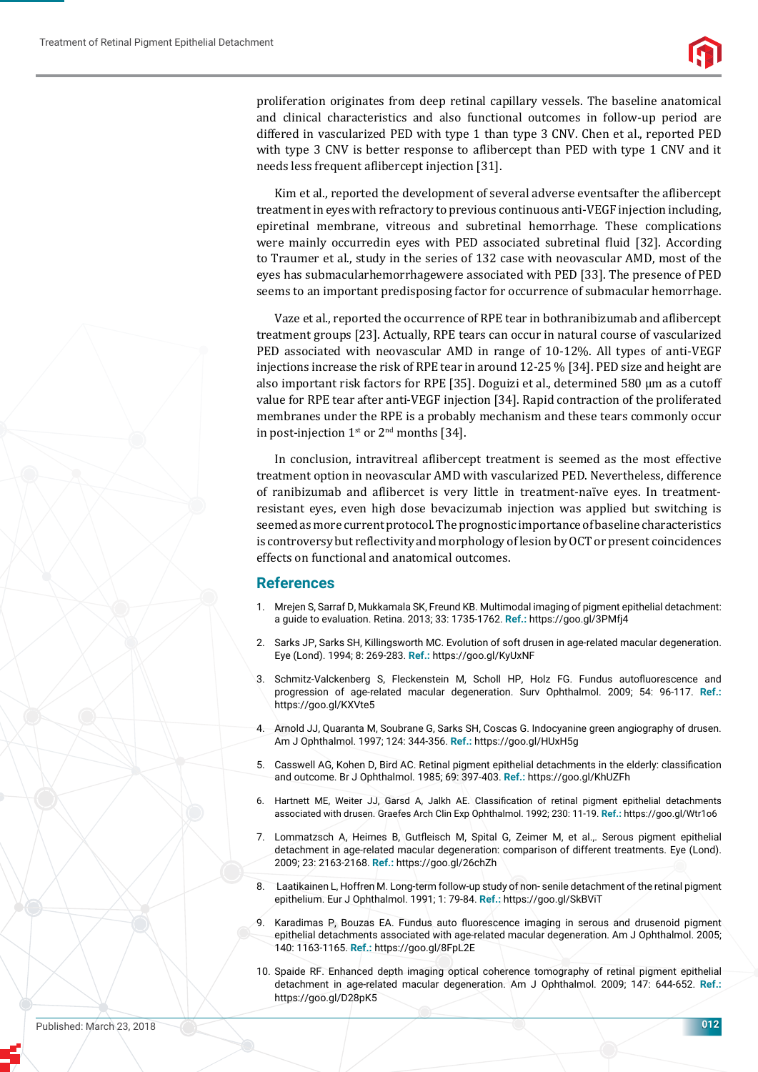proliferation originates from deep retinal capillary vessels. The baseline anatomical and clinical characteristics and also functional outcomes in follow-up period are differed in vascularized PED with type 1 than type 3 CNV. Chen et al., reported PED with type 3 CNV is better response to aflibercept than PED with type 1 CNV and it needs less frequent aflibercept injection [31].

Kim et al., reported the development of several adverse eventsafter the aflibercept treatment in eyes with refractory to previous continuous anti-VEGF injection including, epiretinal membrane, vitreous and subretinal hemorrhage. These complications were mainly occurredin eyes with PED associated subretinal fluid [32]. According to Traumer et al., study in the series of 132 case with neovascular AMD, most of the eyes has submacularhemorrhagewere associated with PED [33]. The presence of PED seems to an important predisposing factor for occurrence of submacular hemorrhage.

Vaze et al., reported the occurrence of RPE tear in bothranibizumab and aflibercept treatment groups [23]. Actually, RPE tears can occur in natural course of vascularized PED associated with neovascular AMD in range of 10-12%. All types of anti-VEGF injections increase the risk of RPE tear in around 12-25 % [34]. PED size and height are also important risk factors for RPE [35]. Doguizi et al., determined 580 µm as a cutoff value for RPE tear after anti-VEGF injection [34]. Rapid contraction of the proliferated membranes under the RPE is a probably mechanism and these tears commonly occur in post-injection 1st or 2nd months [34].

In conclusion, intravitreal aflibercept treatment is seemed as the most effective treatment option in neovascular AMD with vascularized PED. Nevertheless, difference of ranibizumab and aflibercet is very little in treatment-naïve eyes. In treatment-resistant eyes, even high dose bevacizumab injection was applied but switching is seemed as more current protocol. The prognostic importance of baseline characteristics is controversy but reflectivity and morphology of lesion by OCT or present coincidences effects on functional and anatomical outcomes.

## References

1. Mrejen S, Sarraf D, Mukkamala SK, Freund KB. Multimodal imaging of pigment epithelial detachment: a guide to evaluation. Retina. 2013; 33: 1735-1762. **Ref.:** https://goo.gl/3PMfj4
2. Sarks JP, Sarks SH, Killingsworth MC. Evolution of soft drusen in age-related macular degeneration. Eye (Lond). 1994; 8: 269-283. **Ref.:** https://goo.gl/KyUxNF
3. Schmitz-Valckenberg S, Fleckenstein M, Scholl HP, Holz FG. Fundus autofluorescence and progression of age-related macular degeneration. Surv Ophthalmol. 2009; 54: 96-117. **Ref.:** https://goo.gl/KXVte5
4. Arnold JJ, Quaranta M, Soubrane G, Sarks SH, Coscas G. Indocyanine green angiography of drusen. Am J Ophthalmol. 1997; 124: 344-356. **Ref.:** https://goo.gl/HUxH5g
5. Casswell AG, Kohen D, Bird AC. Retinal pigment epithelial detachments in the elderly: classification and outcome. Br J Ophthalmol. 1985; 69: 397-403. **Ref.:** https://goo.gl/KhUZFh
6. Hartnett ME, Weiter JJ, Garsd A, Jalkh AE. Classification of retinal pigment epithelial detachments associated with drusen. Graefes Arch Clin Exp Ophthalmol. 1992; 230: 11-19. **Ref.:** https://goo.gl/Wtr1o6
7. Lommatzsch A, Heimes B, Gutfleisch M, Spital G, Zeimer M, et al.,. Serous pigment epithelial detachment in age-related macular degeneration: comparison of different treatments. Eye (Lond). 2009; 23: 2163-2168. **Ref.:** https://goo.gl/26chZh
8. Laatikainen L, Hoffren M. Long-term follow-up study of non- senile detachment of the retinal pigment epithelium. Eur J Ophthalmol. 1991; 1: 79-84. **Ref.:** https://goo.gl/SkBViT
9. Karadimas P, Bouzas EA. Fundus auto fluorescence imaging in serous and drusenoid pigment epithelial detachments associated with age-related macular degeneration. Am J Ophthalmol. 2005; 140: 1163-1165. **Ref.:** https://goo.gl/8FpL2E
10. Spaide RF. Enhanced depth imaging optical coherence tomography of retinal pigment epithelial detachment in age-related macular degeneration. Am J Ophthalmol. 2009; 147: 644-652. **Ref.:** https://goo.gl/D28pK5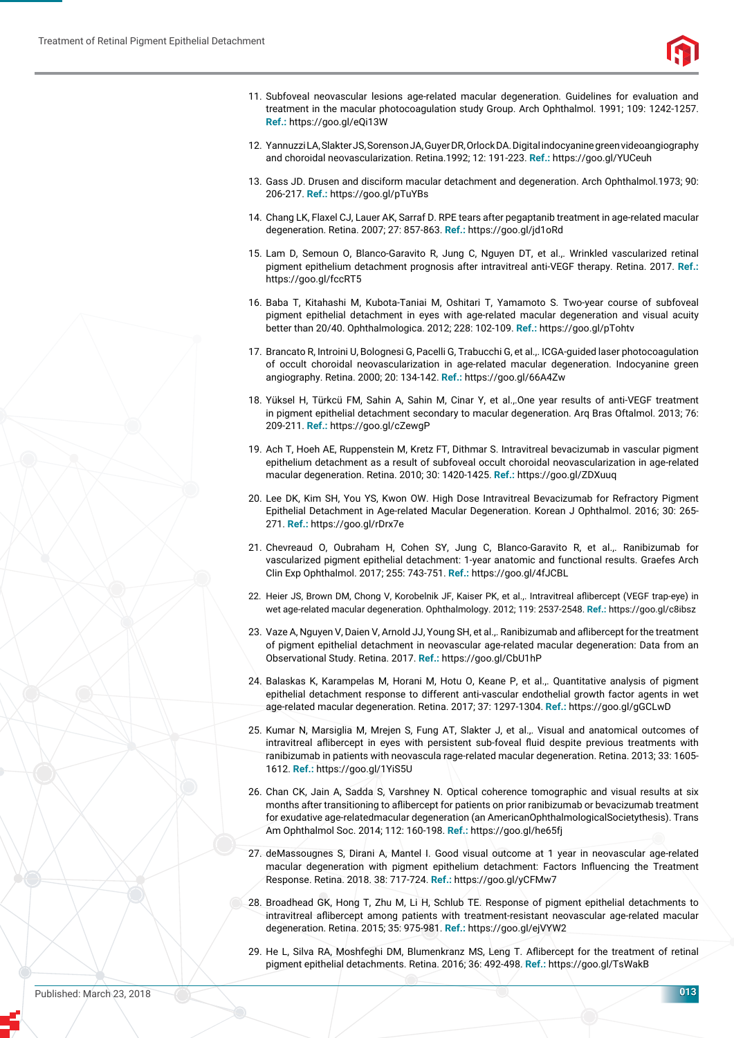11. Subfoveal neovascular lesions age-related macular degeneration. Guidelines for evaluation and treatment in the macular photocoagulation study Group. Arch Ophthalmol. 1991; 109: 1242-1257. **Ref.:** https://goo.gl/eQi13W

12. Yannuzzi LA, Slakter JS, Sorenson JA, Guyer DR, Orlock DA. Digital indocyanine green videoangiography and choroidal neovascularization. Retina.1992; 12: 191-223. **Ref.:** https://goo.gl/YUCeuh

13. Gass JD. Drusen and disciform macular detachment and degeneration. Arch Ophthalmol.1973; 90: 206-217. **Ref.:** https://goo.gl/pTuYBs

14. Chang LK, Flaxel CJ, Lauer AK, Sarraf D. RPE tears after pegaptanib treatment in age-related macular degeneration. Retina. 2007; 27: 857-863. **Ref.:** https://goo.gl/jd1oRd

15. Lam D, Semoun O, Blanco-Garavito R, Jung C, Nguyen DT, et al.,. Wrinkled vascularized retinal pigment epithelium detachment prognosis after intravitreal anti-VEGF therapy. Retina. 2017. **Ref.:** https://goo.gl/fccRT5

16. Baba T, Kitahashi M, Kubota-Taniai M, Oshitari T, Yamamoto S. Two-year course of subfoveal pigment epithelial detachment in eyes with age-related macular degeneration and visual acuity better than 20/40. Ophthalmologica. 2012; 228: 102-109. **Ref.:** https://goo.gl/pTohtv

17. Brancato R, Introini U, Bolognesi G, Pacelli G, Trabucchi G, et al.,. ICGA-guided laser photocoagulation of occult choroidal neovascularization in age-related macular degeneration. Indocyanine green angiography. Retina. 2000; 20: 134-142. **Ref.:** https://goo.gl/66A4Zw

18. Yüksel H, Türkcü FM, Sahin A, Sahin M, Cinar Y, et al.,.One year results of anti-VEGF treatment in pigment epithelial detachment secondary to macular degeneration. Arq Bras Oftalmol. 2013; 76: 209-211. **Ref.:** https://goo.gl/cZewgP

19. Ach T, Hoeh AE, Ruppenstein M, Kretz FT, Dithmar S. Intravitreal bevacizumab in vascular pigment epithelium detachment as a result of subfoveal occult choroidal neovascularization in age-related macular degeneration. Retina. 2010; 30: 1420-1425. **Ref.:** https://goo.gl/ZDXuuq

20. Lee DK, Kim SH, You YS, Kwon OW. High Dose Intravitreal Bevacizumab for Refractory Pigment Epithelial Detachment in Age-related Macular Degeneration. Korean J Ophthalmol. 2016; 30: 265-271. **Ref.:** https://goo.gl/rDrx7e

21. Chevreaud O, Oubraham H, Cohen SY, Jung C, Blanco-Garavito R, et al.,. Ranibizumab for vascularized pigment epithelial detachment: 1-year anatomic and functional results. Graefes Arch Clin Exp Ophthalmol. 2017; 255: 743-751. **Ref.:** https://goo.gl/4fJCBL

22. Heier JS, Brown DM, Chong V, Korobelnik JF, Kaiser PK, et al.,. Intravitreal aflibercept (VEGF trap-eye) in wet age-related macular degeneration. Ophthalmology. 2012; 119: 2537-2548. **Ref.:** https://goo.gl/c8ibsz

23. Vaze A, Nguyen V, Daien V, Arnold JJ, Young SH, et al.,. Ranibizumab and aflibercept for the treatment of pigment epithelial detachment in neovascular age-related macular degeneration: Data from an Observational Study. Retina. 2017. **Ref.:** https://goo.gl/CbU1hP

24. Balaskas K, Karampelas M, Horani M, Hotu O, Keane P, et al.,. Quantitative analysis of pigment epithelial detachment response to different anti-vascular endothelial growth factor agents in wet age-related macular degeneration. Retina. 2017; 37: 1297-1304. **Ref.:** https://goo.gl/gGCLwD

25. Kumar N, Marsiglia M, Mrejen S, Fung AT, Slakter J, et al.,. Visual and anatomical outcomes of intravitreal aflibercept in eyes with persistent sub-foveal fluid despite previous treatments with ranibizumab in patients with neovascula rage-related macular degeneration. Retina. 2013; 33: 1605-1612. **Ref.:** https://goo.gl/1YiS5U

26. Chan CK, Jain A, Sadda S, Varshney N. Optical coherence tomographic and visual results at six months after transitioning to aflibercept for patients on prior ranibizumab or bevacizumab treatment for exudative age-relatedmacular degeneration (an AmericanOphthalmologicalSocietythesis). Trans Am Ophthalmol Soc. 2014; 112: 160-198. **Ref.:** https://goo.gl/he65fj

27. deMassougnes S, Dirani A, Mantel I. Good visual outcome at 1 year in neovascular age-related macular degeneration with pigment epithelium detachment: Factors Influencing the Treatment Response. Retina. 2018. 38: 717-724. **Ref.:** https://goo.gl/yCFMw7

28. Broadhead GK, Hong T, Zhu M, Li H, Schlub TE. Response of pigment epithelial detachments to intravitreal aflibercept among patients with treatment-resistant neovascular age-related macular degeneration. Retina. 2015; 35: 975-981. **Ref.:** https://goo.gl/ejVYW2

29. He L, Silva RA, Moshfeghi DM, Blumenkranz MS, Leng T. Aflibercept for the treatment of retinal pigment epithelial detachments. Retina. 2016; 36: 492-498. **Ref.:** https://goo.gl/TsWakB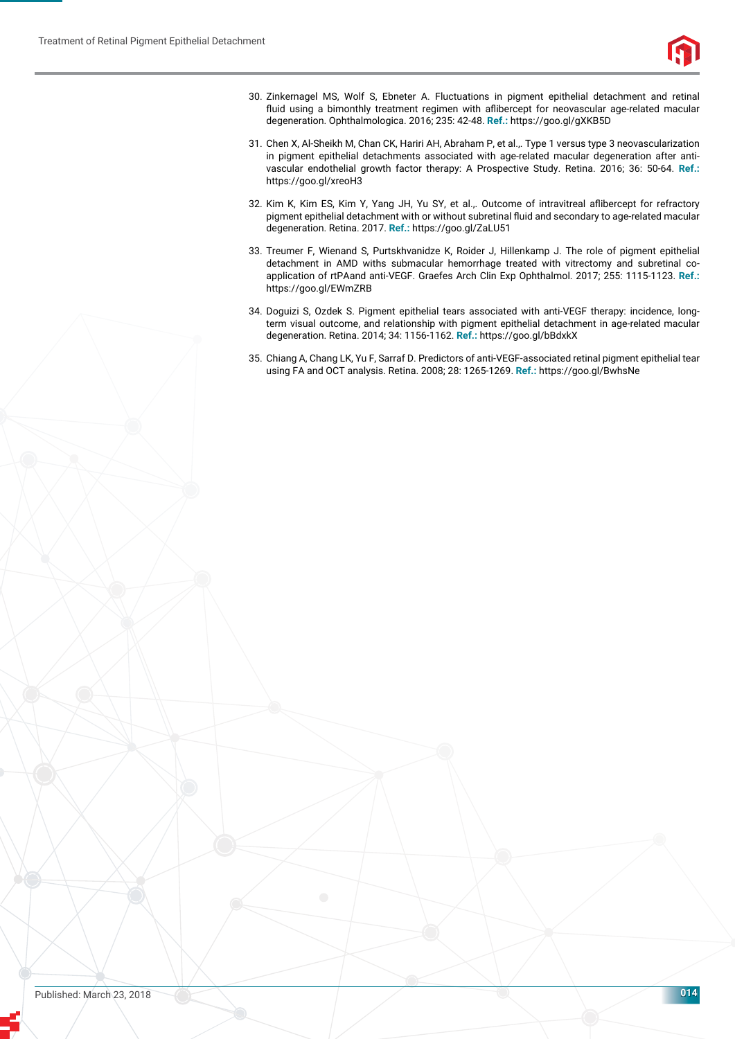30. Zinkernagel MS, Wolf S, Ebneter A. Fluctuations in pigment epithelial detachment and retinal fluid using a bimonthly treatment regimen with aflibercept for neovascular age-related macular degeneration. Ophthalmologica. 2016; 235: 42-48. **Ref.:** https://goo.gl/gXKB5D

31. Chen X, Al-Sheikh M, Chan CK, Hariri AH, Abraham P, et al.,. Type 1 versus type 3 neovascularization in pigment epithelial detachments associated with age-related macular degeneration after anti-vascular endothelial growth factor therapy: A Prospective Study. Retina. 2016; 36: 50-64. **Ref.:** https://goo.gl/xreoH3

32. Kim K, Kim ES, Kim Y, Yang JH, Yu SY, et al.,. Outcome of intravitreal aflibercept for refractory pigment epithelial detachment with or without subretinal fluid and secondary to age-related macular degeneration. Retina. 2017. **Ref.:** https://goo.gl/ZaLU51

33. Treumer F, Wienand S, Purtskhvanidze K, Roider J, Hillenkamp J. The role of pigment epithelial detachment in AMD withs submacular hemorrhage treated with vitrectomy and subretinal co-application of rtPAand anti-VEGF. Graefes Arch Clin Exp Ophthalmol. 2017; 255: 1115-1123. **Ref.:** https://goo.gl/EWmZRB

34. Doguizi S, Ozdek S. Pigment epithelial tears associated with anti-VEGF therapy: incidence, long-term visual outcome, and relationship with pigment epithelial detachment in age-related macular degeneration. Retina. 2014; 34: 1156-1162. **Ref.:** https://goo.gl/bBdxkX

35. Chiang A, Chang LK, Yu F, Sarraf D. Predictors of anti-VEGF-associated retinal pigment epithelial tear using FA and OCT analysis. Retina. 2008; 28: 1265-1269. **Ref.:** https://goo.gl/BwhsNe

Published: March 23, 2018